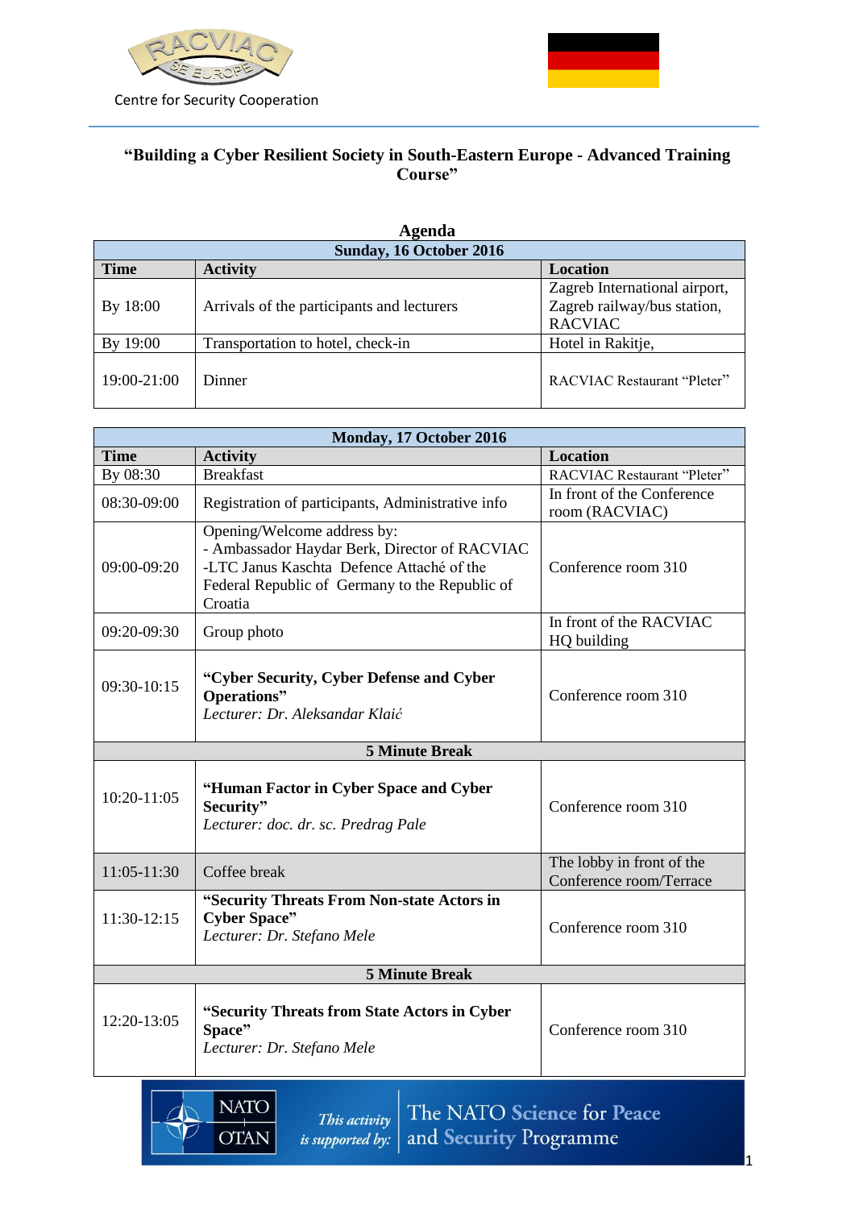Centre for Security Cooperation

# "Building a Cyber Resilient Society in South-Eastern Europe - Advanced Training Course"

## Agenda

| Sunday, 16 October 2016 | | |
|---|---|---|
| **Time** | **Activity** | **Location** |
| By 18:00 | Arrivals of the participants and lecturers | Zagreb International airport, Zagreb railway/bus station, RACVIAC |
| By 19:00 | Transportation to hotel, check-in | Hotel in Rakitje, |
| 19:00-21:00 | Dinner | RACVIAC Restaurant "Pleter" |

| Monday, 17 October 2016 | | |
|---|---|---|
| **Time** | **Activity** | **Location** |
| By 08:30 | Breakfast | RACVIAC Restaurant "Pleter" |
| 08:30-09:00 | Registration of participants, Administrative info | In front of the Conference room (RACVIAC) |
| 09:00-09:20 | Opening/Welcome address by:<br>- Ambassador Haydar Berk, Director of RACVIAC<br>-LTC Janus Kaschta Defence Attaché of the Federal Republic of Germany to the Republic of Croatia | Conference room 310 |
| 09:20-09:30 | Group photo | In front of the RACVIAC HQ building |
| 09:30-10:15 | **"Cyber Security, Cyber Defense and Cyber Operations"**<br>*Lecturer: Dr. Aleksandar Klaić* | Conference room 310 |
| **5 Minute Break** | | |
| 10:20-11:05 | **"Human Factor in Cyber Space and Cyber Security"**<br>*Lecturer: doc. dr. sc. Predrag Pale* | Conference room 310 |
| 11:05-11:30 | Coffee break | The lobby in front of the Conference room/Terrace |
| 11:30-12:15 | **"Security Threats From Non-state Actors in Cyber Space"**<br>*Lecturer: Dr. Stefano Mele* | Conference room 310 |
| **5 Minute Break** | | |
| 12:20-13:05 | **"Security Threats from State Actors in Cyber Space"**<br>*Lecturer: Dr. Stefano Mele* | Conference room 310 |

NATO OTAN — This activity is supported by: The NATO Science for Peace and Security Programme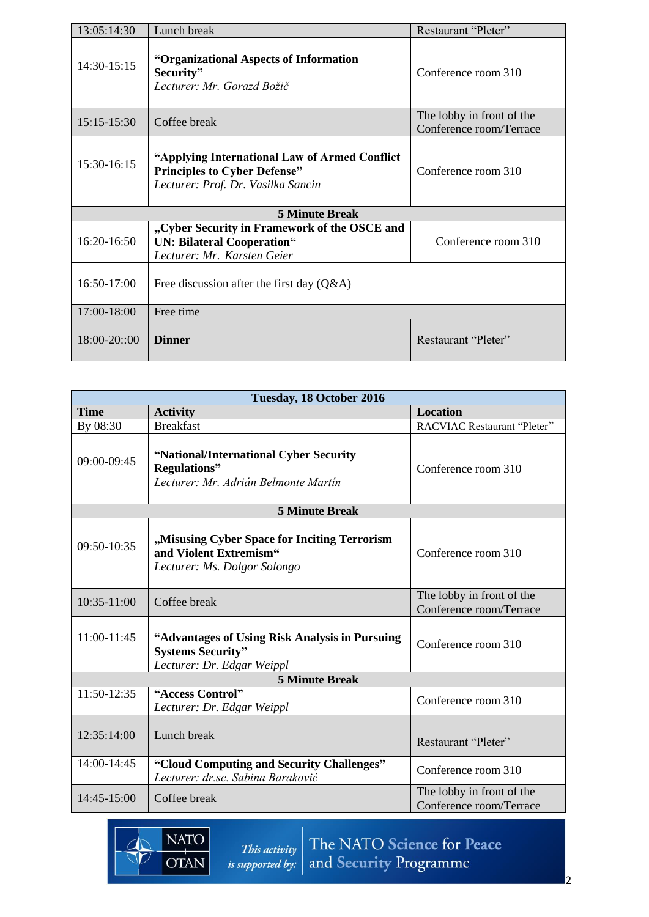| | | |
|---|---|---|
| 13:05:14:30 | Lunch break | Restaurant "Pleter" |
| 14:30-15:15 | **"Organizational Aspects of Information Security"**<br>*Lecturer: Mr. Gorazd Božič* | Conference room 310 |
| 15:15-15:30 | Coffee break | The lobby in front of the Conference room/Terrace |
| 15:30-16:15 | **"Applying International Law of Armed Conflict Principles to Cyber Defense"**<br>*Lecturer: Prof. Dr. Vasilka Sancin* | Conference room 310 |
| | **5 Minute Break** | |
| 16:20-16:50 | **„Cyber Security in Framework of the OSCE and UN: Bilateral Cooperation"**<br>*Lecturer: Mr. Karsten Geier* | Conference room 310 |
| 16:50-17:00 | Free discussion after the first day (Q&A) | |
| 17:00-18:00 | Free time | |
| 18:00-20::00 | **Dinner** | Restaurant "Pleter" |

| **Tuesday, 18 October 2016** | | |
|---|---|---|
| **Time** | **Activity** | **Location** |
| By 08:30 | Breakfast | RACVIAC Restaurant "Pleter" |
| 09:00-09:45 | **"National/International Cyber Security Regulations"**<br>*Lecturer: Mr. Adrián Belmonte Martín* | Conference room 310 |
| | **5 Minute Break** | |
| 09:50-10:35 | **„Misusing Cyber Space for Inciting Terrorism and Violent Extremism"**<br>*Lecturer: Ms. Dolgor Solongo* | Conference room 310 |
| 10:35-11:00 | Coffee break | The lobby in front of the Conference room/Terrace |
| 11:00-11:45 | **"Advantages of Using Risk Analysis in Pursuing Systems Security"**<br>*Lecturer: Dr. Edgar Weippl* | Conference room 310 |
| | **5 Minute Break** | |
| 11:50-12:35 | **"Access Control"**<br>*Lecturer: Dr. Edgar Weippl* | Conference room 310 |
| 12:35:14:00 | Lunch break | Restaurant "Pleter" |
| 14:00-14:45 | **"Cloud Computing and Security Challenges"**<br>*Lecturer: dr.sc. Sabina Baraković* | Conference room 310 |
| 14:45-15:00 | Coffee break | The lobby in front of the Conference room/Terrace |

NATO OTAN — *This activity is supported by:* The NATO Science for Peace and Security Programme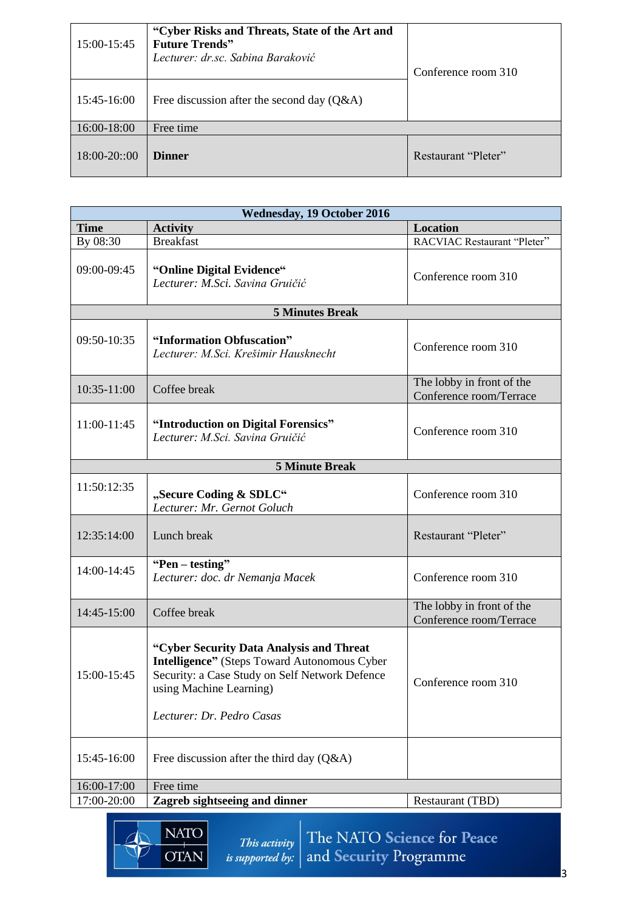| | | |
|---|---|---|
| 15:00-15:45 | **“Cyber Risks and Threats, State of the Art and Future Trends”** *Lecturer: dr.sc. Sabina Baraković* | Conference room 310 |
| 15:45-16:00 | Free discussion after the second day (Q&A) | |
| 16:00-18:00 | Free time | |
| 18:00-20::00 | **Dinner** | Restaurant “Pleter” |

| **Wednesday, 19 October 2016** | | |
|---|---|---|
| **Time** | **Activity** | **Location** |
| By 08:30 | Breakfast | RACVIAC Restaurant “Pleter” |
| 09:00-09:45 | **“Online Digital Evidence“** *Lecturer: M.Sci. Savina Gruičić* | Conference room 310 |
| **5 Minutes Break** | | |
| 09:50-10:35 | **“Information Obfuscation”** *Lecturer: M.Sci. Krešimir Hausknecht* | Conference room 310 |
| 10:35-11:00 | Coffee break | The lobby in front of the Conference room/Terrace |
| 11:00-11:45 | **“Introduction on Digital Forensics”** *Lecturer: M.Sci. Savina Gruičić* | Conference room 310 |
| **5 Minute Break** | | |
| 11:50:12:35 | **„Secure Coding & SDLC“** *Lecturer: Mr. Gernot Goluch* | Conference room 310 |
| 12:35:14:00 | Lunch break | Restaurant “Pleter” |
| 14:00-14:45 | **“Pen – testing”** *Lecturer: doc. dr Nemanja Macek* | Conference room 310 |
| 14:45-15:00 | Coffee break | The lobby in front of the Conference room/Terrace |
| 15:00-15:45 | **“Cyber Security Data Analysis and Threat Intelligence”** (Steps Toward Autonomous Cyber Security: a Case Study on Self Network Defence using Machine Learning) *Lecturer: Dr. Pedro Casas* | Conference room 310 |
| 15:45-16:00 | Free discussion after the third day (Q&A) | |
| 16:00-17:00 | Free time | |
| 17:00-20:00 | **Zagreb sightseeing and dinner** | Restaurant (TBD) |

NATO OTAN This activity is supported by: The NATO Science for Peace and Security Programme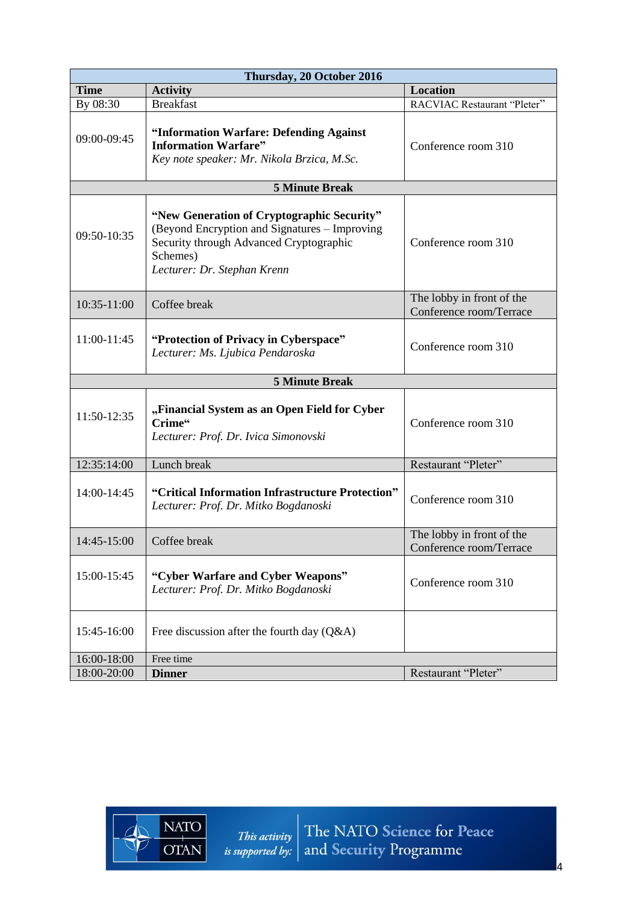| Thursday, 20 October 2016 | | |
|---|---|---|
| **Time** | **Activity** | **Location** |
| By 08:30 | Breakfast | RACVIAC Restaurant "Pleter" |
| 09:00-09:45 | **"Information Warfare: Defending Against Information Warfare"** *Key note speaker: Mr. Nikola Brzica, M.Sc.* | Conference room 310 |
| **5 Minute Break** | | |
| 09:50-10:35 | **"New Generation of Cryptographic Security"** (Beyond Encryption and Signatures – Improving Security through Advanced Cryptographic Schemes) *Lecturer: Dr. Stephan Krenn* | Conference room 310 |
| 10:35-11:00 | Coffee break | The lobby in front of the Conference room/Terrace |
| 11:00-11:45 | **"Protection of Privacy in Cyberspace"** *Lecturer: Ms. Ljubica Pendaroska* | Conference room 310 |
| **5 Minute Break** | | |
| 11:50-12:35 | **„Financial System as an Open Field for Cyber Crime"** *Lecturer: Prof. Dr. Ivica Simonovski* | Conference room 310 |
| 12:35:14:00 | Lunch break | Restaurant "Pleter" |
| 14:00-14:45 | **"Critical Information Infrastructure Protection"** *Lecturer: Prof. Dr. Mitko Bogdanoski* | Conference room 310 |
| 14:45-15:00 | Coffee break | The lobby in front of the Conference room/Terrace |
| 15:00-15:45 | **"Cyber Warfare and Cyber Weapons"** *Lecturer: Prof. Dr. Mitko Bogdanoski* | Conference room 310 |
| 15:45-16:00 | Free discussion after the fourth day (Q&A) | |
| 16:00-18:00 | Free time | |
| 18:00-20:00 | **Dinner** | Restaurant "Pleter" |

NATO OTAN — This activity is supported by: The NATO Science for Peace and Security Programme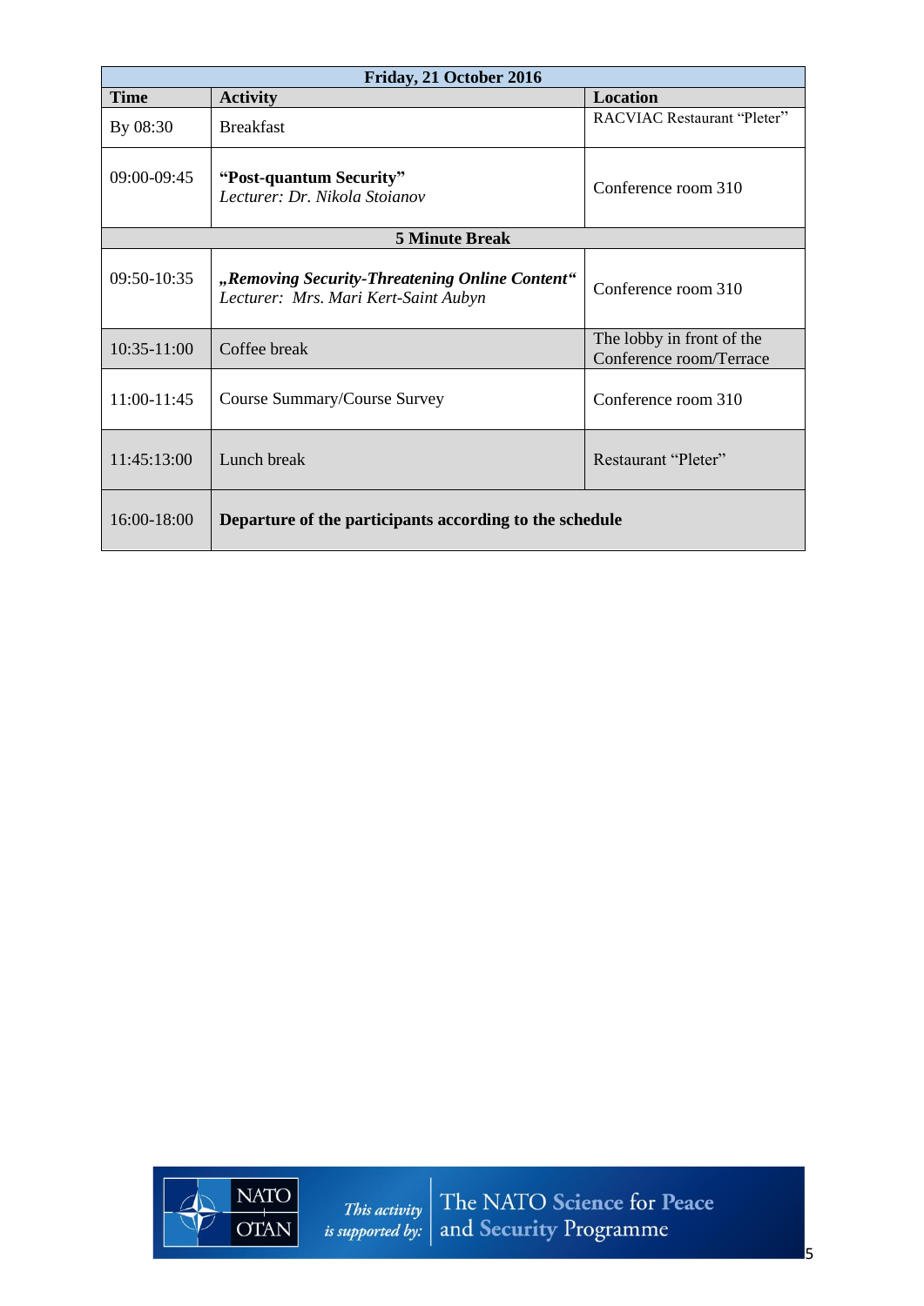| Friday, 21 October 2016 | | |
|---|---|---|
| **Time** | **Activity** | **Location** |
| By 08:30 | Breakfast | RACVIAC Restaurant "Pleter" |
| 09:00-09:45 | **"Post-quantum Security"** *Lecturer: Dr. Nikola Stoianov* | Conference room 310 |
| **5 Minute Break** | | |
| 09:50-10:35 | ***„Removing Security-Threatening Online Content"*** *Lecturer: Mrs. Mari Kert-Saint Aubyn* | Conference room 310 |
| 10:35-11:00 | Coffee break | The lobby in front of the Conference room/Terrace |
| 11:00-11:45 | Course Summary/Course Survey | Conference room 310 |
| 11:45:13:00 | Lunch break | Restaurant "Pleter" |
| 16:00-18:00 | **Departure of the participants according to the schedule** | |

NATO OTAN *This activity is supported by:* The NATO Science for Peace and Security Programme